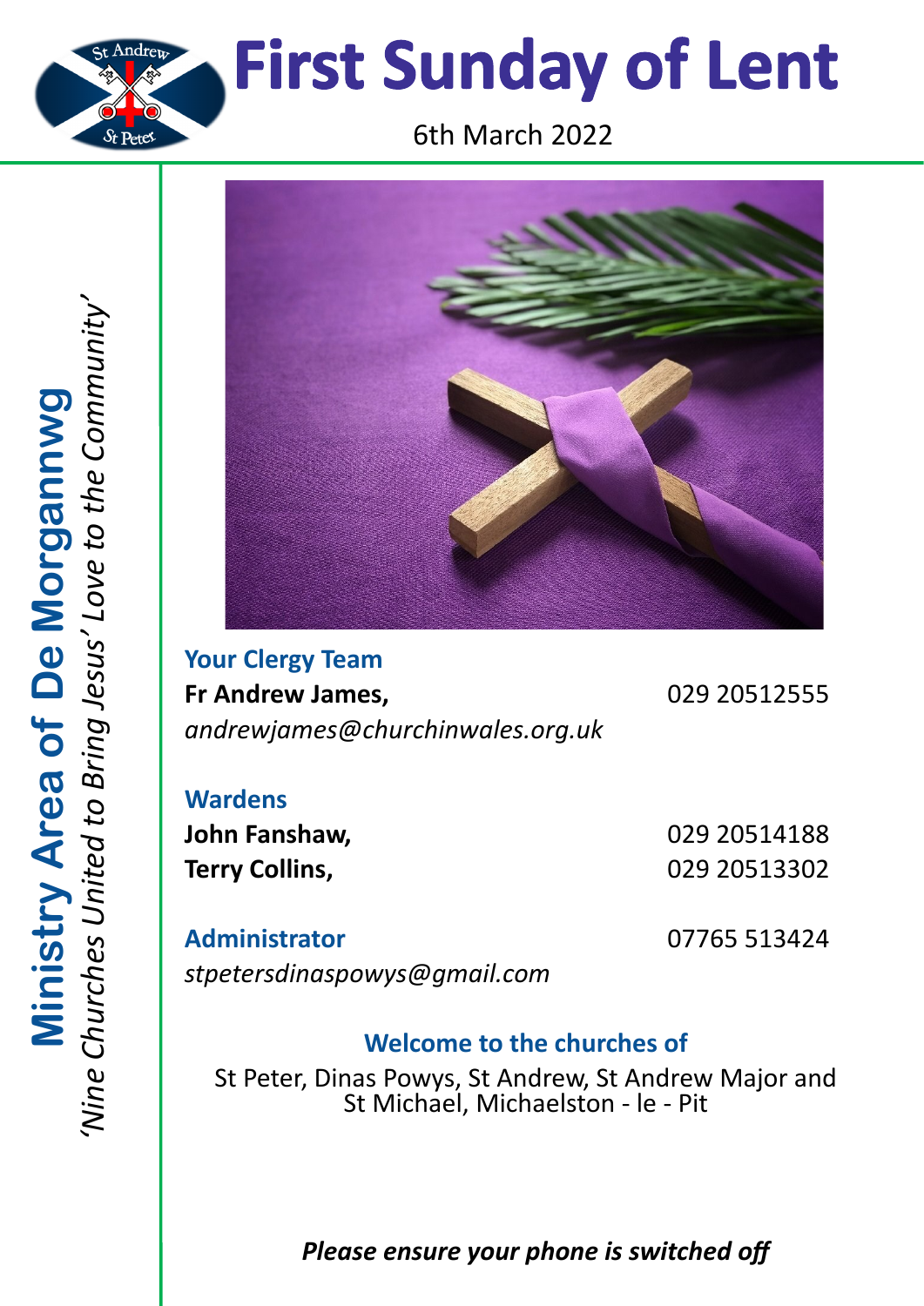# First Sunday of Lent

6th March 2022

**Ministry Area of De Morgannwg**

*'Nine Churches United to Bring Jesus' Love to the Community'*

## Your Clergy Team

**Fr Andrew James,** 029 20512555

*andrewjames@churchinwales.org.uk*

## Wardens

**John Fanshaw,** 029 20514188

**Terry Collins,** 029 20513302

## Administrator

07765 513424

*stpetersdinaspowys@gmail.com*

## Welcome to the churches of

St Peter, Dinas Powys, St Andrew, St Andrew Major and St Michael, Michaelston - le - Pit

***Please ensure your phone is switched off***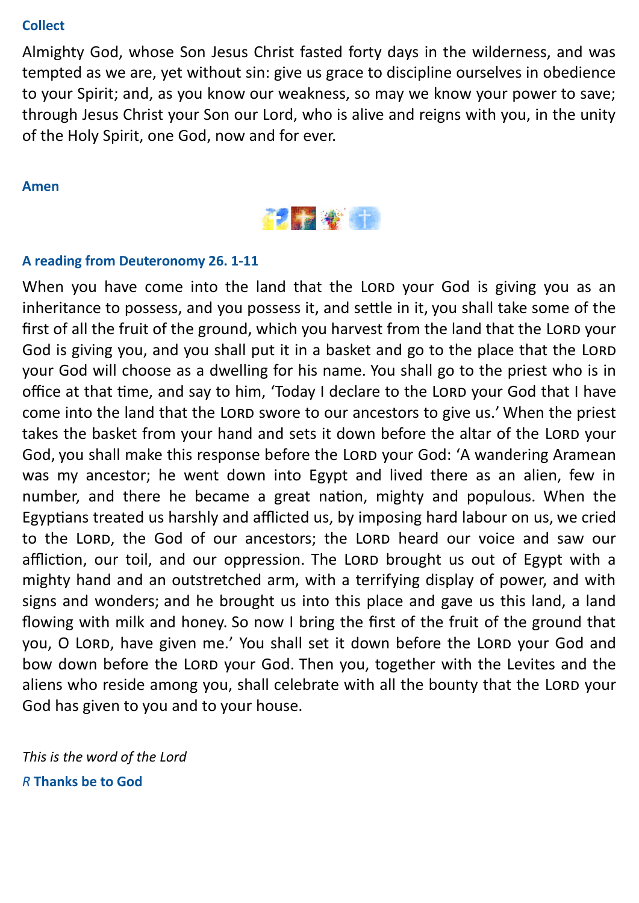**Collect**

Almighty God, whose Son Jesus Christ fasted forty days in the wilderness, and was tempted as we are, yet without sin: give us grace to discipline ourselves in obedience to your Spirit; and, as you know our weakness, so may we know your power to save; through Jesus Christ your Son our Lord, who is alive and reigns with you, in the unity of the Holy Spirit, one God, now and for ever.

**Amen**

**A reading from Deuteronomy 26. 1-11**

When you have come into the land that the LORD your God is giving you as an inheritance to possess, and you possess it, and settle in it, you shall take some of the first of all the fruit of the ground, which you harvest from the land that the LORD your God is giving you, and you shall put it in a basket and go to the place that the LORD your God will choose as a dwelling for his name. You shall go to the priest who is in office at that time, and say to him, 'Today I declare to the LORD your God that I have come into the land that the LORD swore to our ancestors to give us.' When the priest takes the basket from your hand and sets it down before the altar of the LORD your God, you shall make this response before the LORD your God: 'A wandering Aramean was my ancestor; he went down into Egypt and lived there as an alien, few in number, and there he became a great nation, mighty and populous. When the Egyptians treated us harshly and afflicted us, by imposing hard labour on us, we cried to the LORD, the God of our ancestors; the LORD heard our voice and saw our affliction, our toil, and our oppression. The LORD brought us out of Egypt with a mighty hand and an outstretched arm, with a terrifying display of power, and with signs and wonders; and he brought us into this place and gave us this land, a land flowing with milk and honey. So now I bring the first of the fruit of the ground that you, O LORD, have given me.' You shall set it down before the LORD your God and bow down before the LORD your God. Then you, together with the Levites and the aliens who reside among you, shall celebrate with all the bounty that the LORD your God has given to you and to your house.

*This is the word of the Lord*

*R* **Thanks be to God**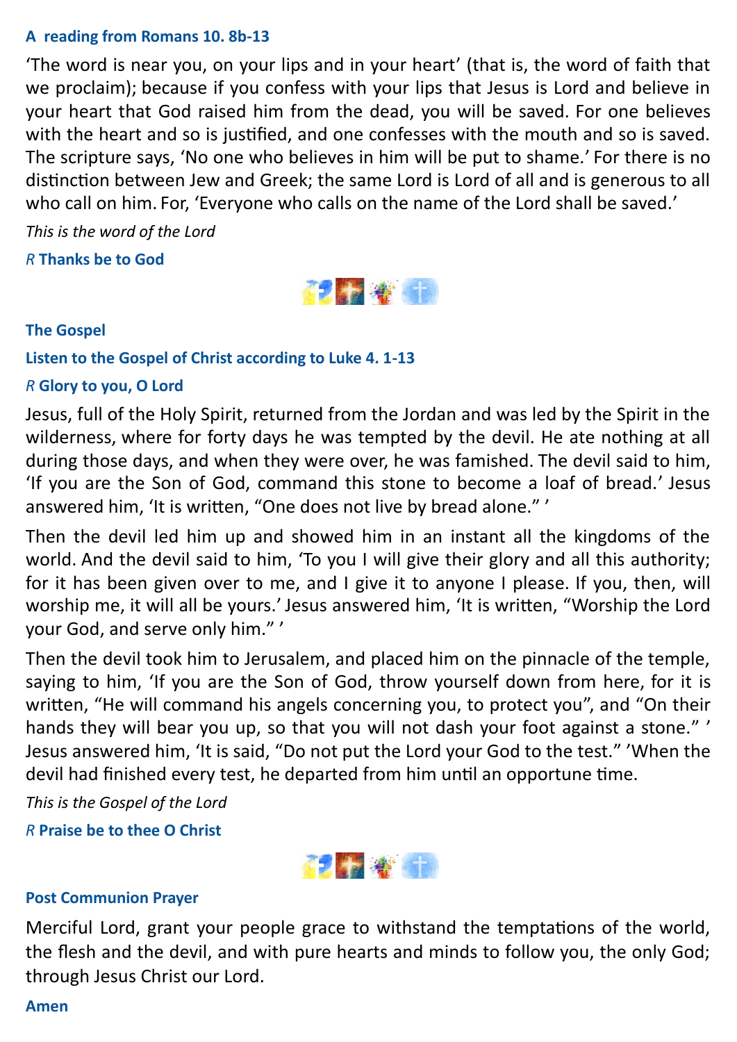**A reading from Romans 10. 8b-13**

'The word is near you, on your lips and in your heart' (that is, the word of faith that we proclaim); because if you confess with your lips that Jesus is Lord and believe in your heart that God raised him from the dead, you will be saved. For one believes with the heart and so is justified, and one confesses with the mouth and so is saved. The scripture says, 'No one who believes in him will be put to shame.' For there is no distinction between Jew and Greek; the same Lord is Lord of all and is generous to all who call on him. For, 'Everyone who calls on the name of the Lord shall be saved.'

*This is the word of the Lord*

*R* **Thanks be to God**

**The Gospel**

**Listen to the Gospel of Christ according to Luke 4. 1-13**

*R* **Glory to you, O Lord**

Jesus, full of the Holy Spirit, returned from the Jordan and was led by the Spirit in the wilderness, where for forty days he was tempted by the devil. He ate nothing at all during those days, and when they were over, he was famished. The devil said to him, 'If you are the Son of God, command this stone to become a loaf of bread.' Jesus answered him, 'It is written, "One does not live by bread alone." '

Then the devil led him up and showed him in an instant all the kingdoms of the world. And the devil said to him, 'To you I will give their glory and all this authority; for it has been given over to me, and I give it to anyone I please. If you, then, will worship me, it will all be yours.' Jesus answered him, 'It is written, "Worship the Lord your God, and serve only him." '

Then the devil took him to Jerusalem, and placed him on the pinnacle of the temple, saying to him, 'If you are the Son of God, throw yourself down from here, for it is written, "He will command his angels concerning you, to protect you", and "On their hands they will bear you up, so that you will not dash your foot against a stone." ' Jesus answered him, 'It is said, "Do not put the Lord your God to the test." 'When the devil had finished every test, he departed from him until an opportune time.

*This is the Gospel of the Lord*

*R* **Praise be to thee O Christ**

**Post Communion Prayer**

Merciful Lord, grant your people grace to withstand the temptations of the world, the flesh and the devil, and with pure hearts and minds to follow you, the only God; through Jesus Christ our Lord.

**Amen**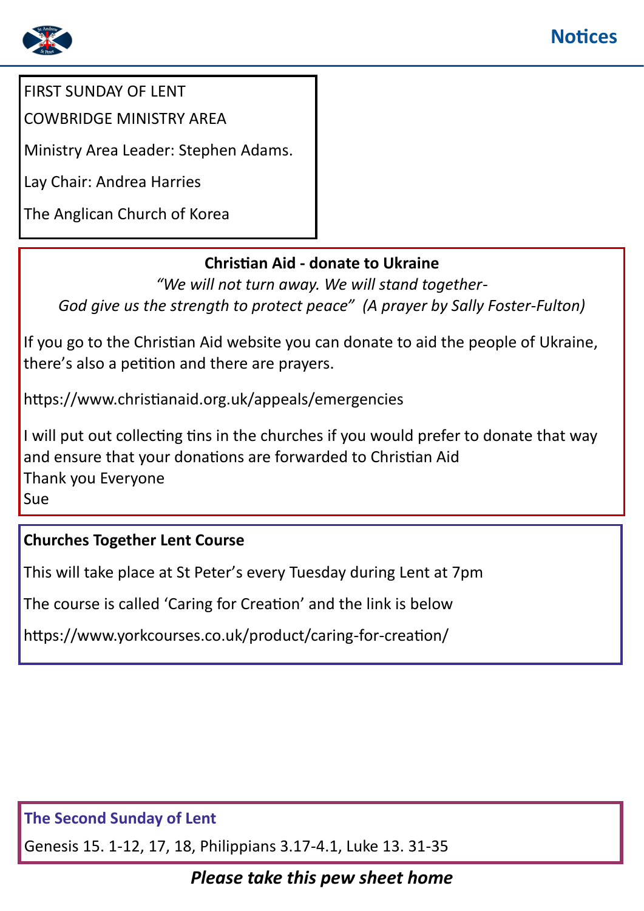# Notices

FIRST SUNDAY OF LENT

COWBRIDGE MINISTRY AREA

Ministry Area Leader: Stephen Adams.

Lay Chair: Andrea Harries

The Anglican Church of Korea

**Christian Aid - donate to Ukraine**

*"We will not turn away. We will stand together-*
*God give us the strength to protect peace" (A prayer by Sally Foster-Fulton)*

If you go to the Christian Aid website you can donate to aid the people of Ukraine, there's also a petition and there are prayers.

https://www.christianaid.org.uk/appeals/emergencies

I will put out collecting tins in the churches if you would prefer to donate that way and ensure that your donations are forwarded to Christian Aid
Thank you Everyone
Sue

**Churches Together Lent Course**

This will take place at St Peter's every Tuesday during Lent at 7pm

The course is called 'Caring for Creation' and the link is below

https://www.yorkcourses.co.uk/product/caring-for-creation/

**The Second Sunday of Lent**

Genesis 15. 1-12, 17, 18, Philippians 3.17-4.1, Luke 13. 31-35

***Please take this pew sheet home***